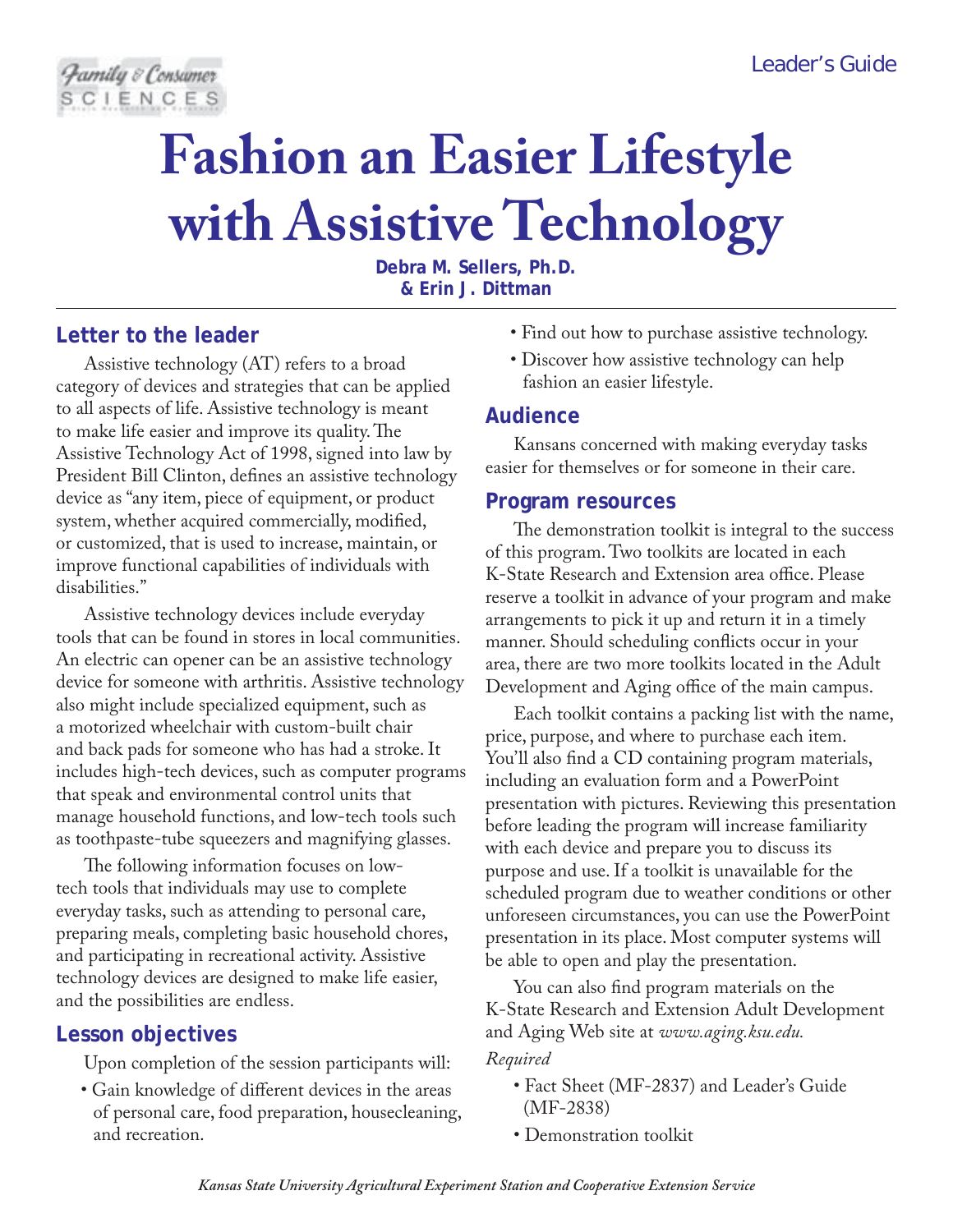Leader's Guide

# Fashion an Easier Lifestyle with Assistive Technology

**Debra M. Sellers, Ph.D. & Erin J. Dittman**

## Letter to the leader

Assistive technology (AT) refers to a broad category of devices and strategies that can be applied to all aspects of life. Assistive technology is meant to make life easier and improve its quality. The Assistive Technology Act of 1998, signed into law by President Bill Clinton, defines an assistive technology device as "any item, piece of equipment, or product system, whether acquired commercially, modified, or customized, that is used to increase, maintain, or improve functional capabilities of individuals with disabilities."

Assistive technology devices include everyday tools that can be found in stores in local communities. An electric can opener can be an assistive technology device for someone with arthritis. Assistive technology also might include specialized equipment, such as a motorized wheelchair with custom-built chair and back pads for someone who has had a stroke. It includes high-tech devices, such as computer programs that speak and environmental control units that manage household functions, and low-tech tools such as toothpaste-tube squeezers and magnifying glasses.

The following information focuses on low-tech tools that individuals may use to complete everyday tasks, such as attending to personal care, preparing meals, completing basic household chores, and participating in recreational activity. Assistive technology devices are designed to make life easier, and the possibilities are endless.

## Lesson objectives

Upon completion of the session participants will:

- Gain knowledge of different devices in the areas of personal care, food preparation, housecleaning, and recreation.
- Find out how to purchase assistive technology.
- Discover how assistive technology can help fashion an easier lifestyle.

## Audience

Kansans concerned with making everyday tasks easier for themselves or for someone in their care.

## Program resources

The demonstration toolkit is integral to the success of this program. Two toolkits are located in each K-State Research and Extension area office. Please reserve a toolkit in advance of your program and make arrangements to pick it up and return it in a timely manner. Should scheduling conflicts occur in your area, there are two more toolkits located in the Adult Development and Aging office of the main campus.

Each toolkit contains a packing list with the name, price, purpose, and where to purchase each item. You'll also find a CD containing program materials, including an evaluation form and a PowerPoint presentation with pictures. Reviewing this presentation before leading the program will increase familiarity with each device and prepare you to discuss its purpose and use. If a toolkit is unavailable for the scheduled program due to weather conditions or other unforeseen circumstances, you can use the PowerPoint presentation in its place. Most computer systems will be able to open and play the presentation.

You can also find program materials on the K-State Research and Extension Adult Development and Aging Web site at *www.aging.ksu.edu.*

*Required*

- Fact Sheet (MF-2837) and Leader's Guide (MF-2838)
- Demonstration toolkit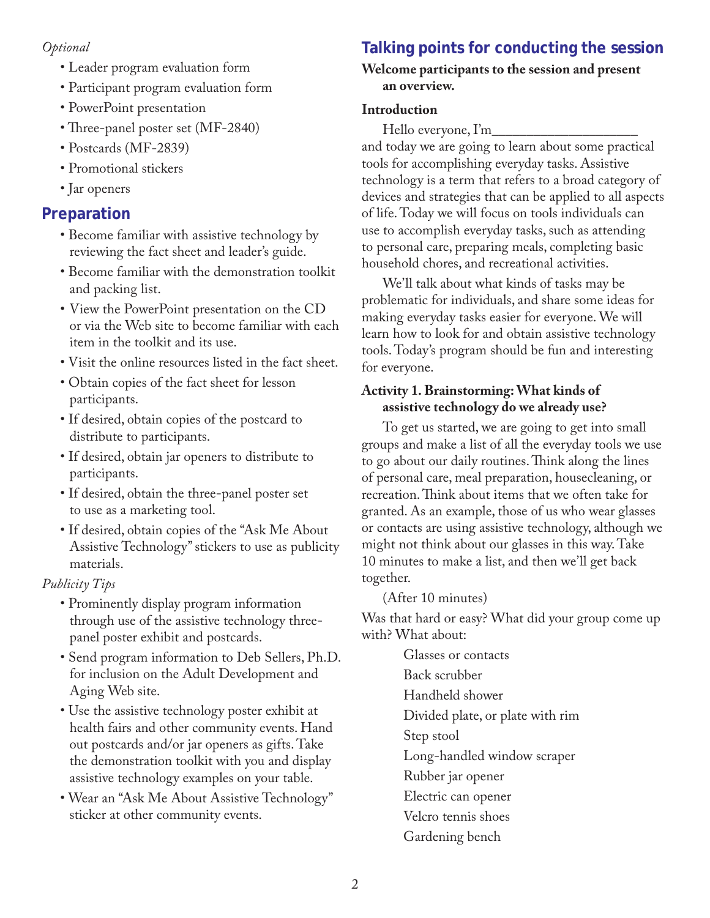*Optional*

- Leader program evaluation form
- Participant program evaluation form
- PowerPoint presentation
- Three-panel poster set (MF-2840)
- Postcards (MF-2839)
- Promotional stickers
- Jar openers

## Preparation

- Become familiar with assistive technology by reviewing the fact sheet and leader's guide.
- Become familiar with the demonstration toolkit and packing list.
- View the PowerPoint presentation on the CD or via the Web site to become familiar with each item in the toolkit and its use.
- Visit the online resources listed in the fact sheet.
- Obtain copies of the fact sheet for lesson participants.
- If desired, obtain copies of the postcard to distribute to participants.
- If desired, obtain jar openers to distribute to participants.
- If desired, obtain the three-panel poster set to use as a marketing tool.
- If desired, obtain copies of the "Ask Me About Assistive Technology" stickers to use as publicity materials.

*Publicity Tips*

- Prominently display program information through use of the assistive technology three-panel poster exhibit and postcards.
- Send program information to Deb Sellers, Ph.D. for inclusion on the Adult Development and Aging Web site.
- Use the assistive technology poster exhibit at health fairs and other community events. Hand out postcards and/or jar openers as gifts. Take the demonstration toolkit with you and display assistive technology examples on your table.
- Wear an "Ask Me About Assistive Technology" sticker at other community events.

## Talking points for conducting the session

**Welcome participants to the session and present an overview.**

**Introduction**

Hello everyone, I'm____________________ and today we are going to learn about some practical tools for accomplishing everyday tasks. Assistive technology is a term that refers to a broad category of devices and strategies that can be applied to all aspects of life. Today we will focus on tools individuals can use to accomplish everyday tasks, such as attending to personal care, preparing meals, completing basic household chores, and recreational activities.

We'll talk about what kinds of tasks may be problematic for individuals, and share some ideas for making everyday tasks easier for everyone. We will learn how to look for and obtain assistive technology tools. Today's program should be fun and interesting for everyone.

**Activity 1. Brainstorming: What kinds of assistive technology do we already use?**

To get us started, we are going to get into small groups and make a list of all the everyday tools we use to go about our daily routines. Think along the lines of personal care, meal preparation, housecleaning, or recreation. Think about items that we often take for granted. As an example, those of us who wear glasses or contacts are using assistive technology, although we might not think about our glasses in this way. Take 10 minutes to make a list, and then we'll get back together.

(After 10 minutes)

Was that hard or easy? What did your group come up with? What about:

Glasses or contacts
Back scrubber
Handheld shower
Divided plate, or plate with rim
Step stool
Long-handled window scraper
Rubber jar opener
Electric can opener
Velcro tennis shoes
Gardening bench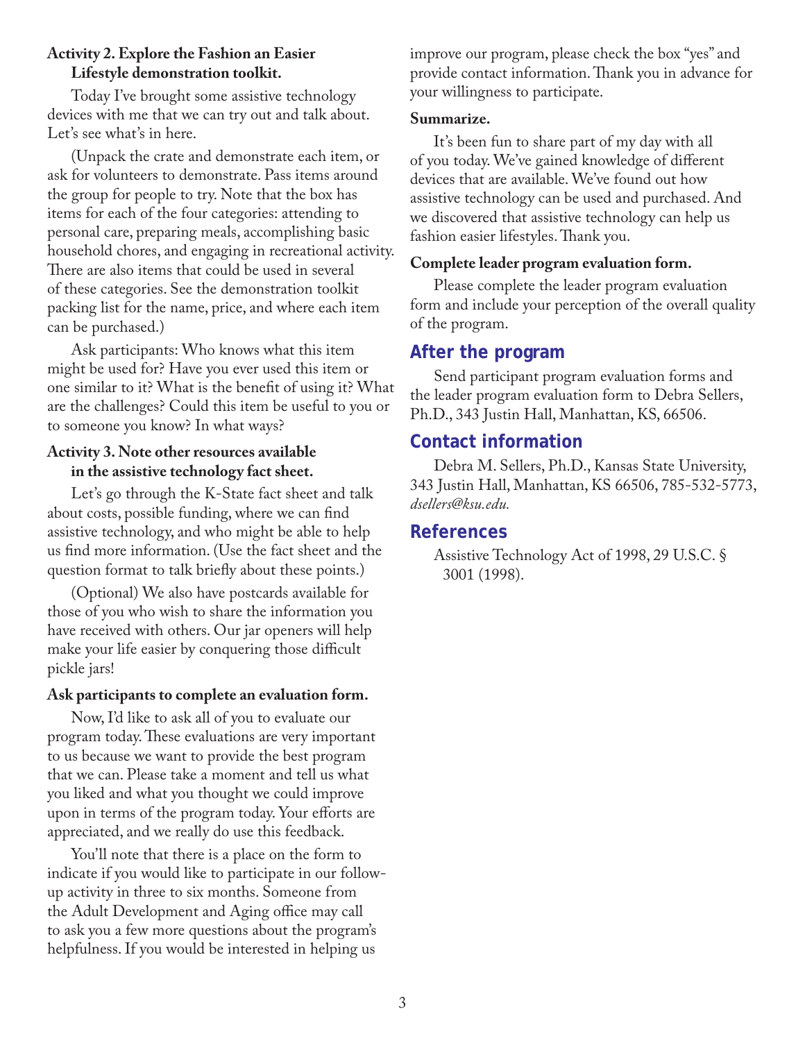**Activity 2. Explore the Fashion an Easier Lifestyle demonstration toolkit.**

Today I've brought some assistive technology devices with me that we can try out and talk about. Let's see what's in here.

(Unpack the crate and demonstrate each item, or ask for volunteers to demonstrate. Pass items around the group for people to try. Note that the box has items for each of the four categories: attending to personal care, preparing meals, accomplishing basic household chores, and engaging in recreational activity. There are also items that could be used in several of these categories. See the demonstration toolkit packing list for the name, price, and where each item can be purchased.)

Ask participants: Who knows what this item might be used for? Have you ever used this item or one similar to it? What is the benefit of using it? What are the challenges? Could this item be useful to you or to someone you know? In what ways?

**Activity 3. Note other resources available in the assistive technology fact sheet.**

Let's go through the K-State fact sheet and talk about costs, possible funding, where we can find assistive technology, and who might be able to help us find more information. (Use the fact sheet and the question format to talk briefly about these points.)

(Optional) We also have postcards available for those of you who wish to share the information you have received with others. Our jar openers will help make your life easier by conquering those difficult pickle jars!

**Ask participants to complete an evaluation form.**

Now, I'd like to ask all of you to evaluate our program today. These evaluations are very important to us because we want to provide the best program that we can. Please take a moment and tell us what you liked and what you thought we could improve upon in terms of the program today. Your efforts are appreciated, and we really do use this feedback.

You'll note that there is a place on the form to indicate if you would like to participate in our follow-up activity in three to six months. Someone from the Adult Development and Aging office may call to ask you a few more questions about the program's helpfulness. If you would be interested in helping us improve our program, please check the box "yes" and provide contact information. Thank you in advance for your willingness to participate.

**Summarize.**

It's been fun to share part of my day with all of you today. We've gained knowledge of different devices that are available. We've found out how assistive technology can be used and purchased. And we discovered that assistive technology can help us fashion easier lifestyles. Thank you.

**Complete leader program evaluation form.**

Please complete the leader program evaluation form and include your perception of the overall quality of the program.

## After the program

Send participant program evaluation forms and the leader program evaluation form to Debra Sellers, Ph.D., 343 Justin Hall, Manhattan, KS, 66506.

## Contact information

Debra M. Sellers, Ph.D., Kansas State University, 343 Justin Hall, Manhattan, KS 66506, 785-532-5773, *dsellers@ksu.edu.*

## References

Assistive Technology Act of 1998, 29 U.S.C. § 3001 (1998).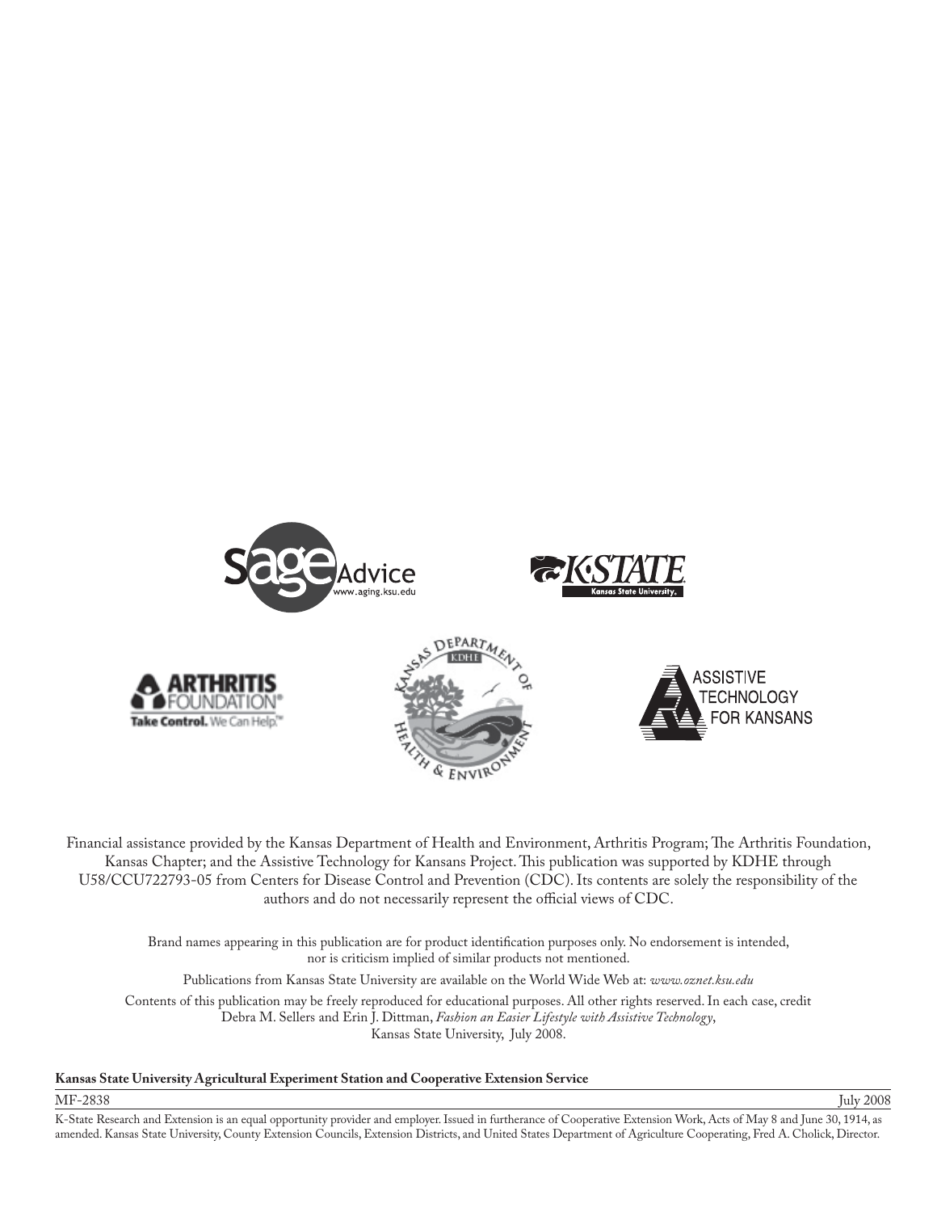Financial assistance provided by the Kansas Department of Health and Environment, Arthritis Program; The Arthritis Foundation, Kansas Chapter; and the Assistive Technology for Kansans Project. This publication was supported by KDHE through U58/CCU722793-05 from Centers for Disease Control and Prevention (CDC). Its contents are solely the responsibility of the authors and do not necessarily represent the official views of CDC.

Brand names appearing in this publication are for product identification purposes only. No endorsement is intended, nor is criticism implied of similar products not mentioned.

Publications from Kansas State University are available on the World Wide Web at: *www.oznet.ksu.edu*

Contents of this publication may be freely reproduced for educational purposes. All other rights reserved. In each case, credit Debra M. Sellers and Erin J. Dittman, *Fashion an Easier Lifestyle with Assistive Technology*, Kansas State University, July 2008.

**Kansas State University Agricultural Experiment Station and Cooperative Extension Service**

MF-2838 July 2008

K-State Research and Extension is an equal opportunity provider and employer. Issued in furtherance of Cooperative Extension Work, Acts of May 8 and June 30, 1914, as amended. Kansas State University, County Extension Councils, Extension Districts, and United States Department of Agriculture Cooperating, Fred A. Cholick, Director.